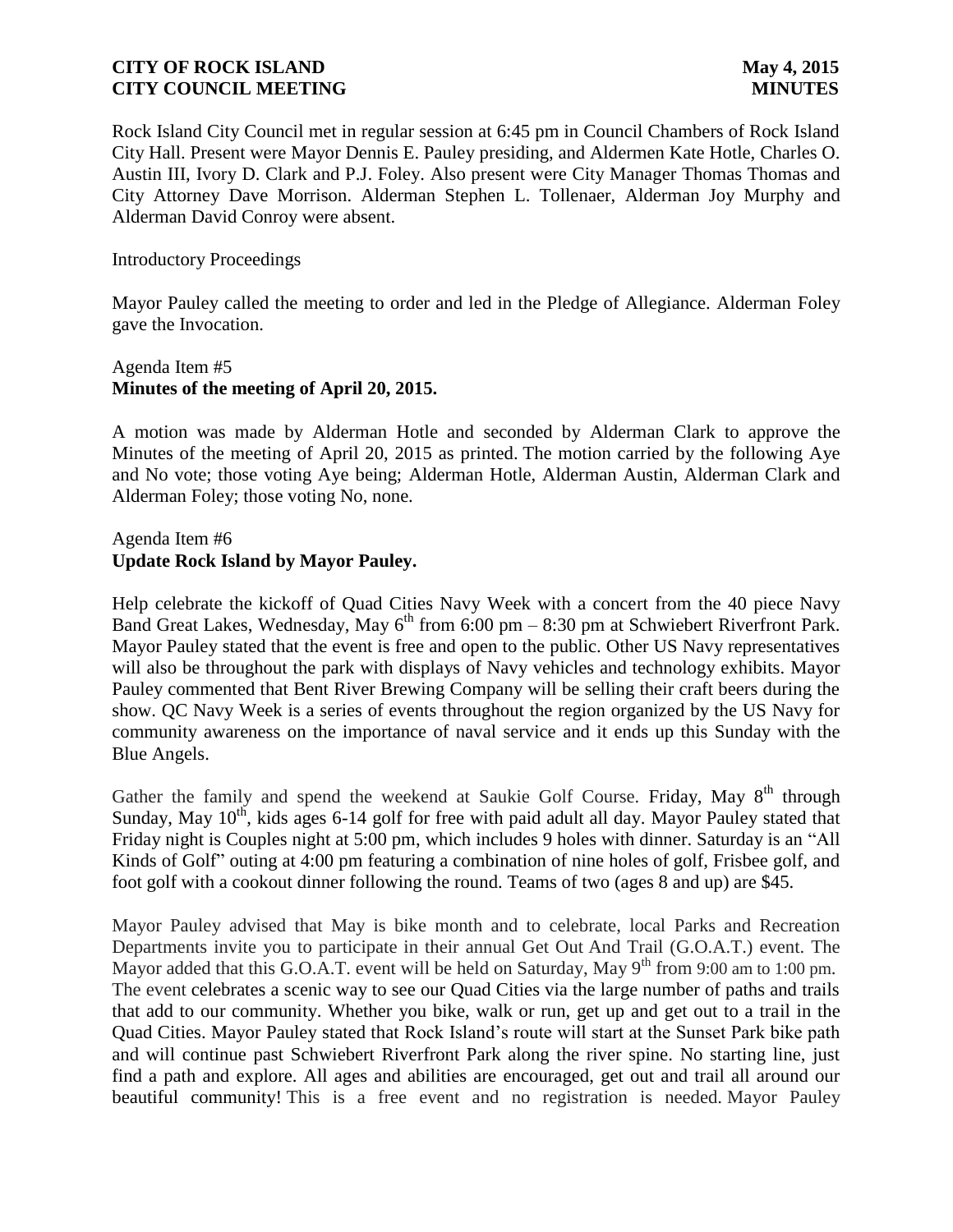Rock Island City Council met in regular session at 6:45 pm in Council Chambers of Rock Island City Hall. Present were Mayor Dennis E. Pauley presiding, and Aldermen Kate Hotle, Charles O. Austin III, Ivory D. Clark and P.J. Foley. Also present were City Manager Thomas Thomas and City Attorney Dave Morrison. Alderman Stephen L. Tollenaer, Alderman Joy Murphy and Alderman David Conroy were absent.

Introductory Proceedings

Mayor Pauley called the meeting to order and led in the Pledge of Allegiance. Alderman Foley gave the Invocation.

Agenda Item #5
**Minutes of the meeting of April 20, 2015.**

A motion was made by Alderman Hotle and seconded by Alderman Clark to approve the Minutes of the meeting of April 20, 2015 as printed. The motion carried by the following Aye and No vote; those voting Aye being; Alderman Hotle, Alderman Austin, Alderman Clark and Alderman Foley; those voting No, none.

Agenda Item #6
**Update Rock Island by Mayor Pauley.**

Help celebrate the kickoff of Quad Cities Navy Week with a concert from the 40 piece Navy Band Great Lakes, Wednesday, May 6th from 6:00 pm – 8:30 pm at Schwiebert Riverfront Park. Mayor Pauley stated that the event is free and open to the public. Other US Navy representatives will also be throughout the park with displays of Navy vehicles and technology exhibits. Mayor Pauley commented that Bent River Brewing Company will be selling their craft beers during the show. QC Navy Week is a series of events throughout the region organized by the US Navy for community awareness on the importance of naval service and it ends up this Sunday with the Blue Angels.

Gather the family and spend the weekend at Saukie Golf Course. Friday, May 8th through Sunday, May 10th, kids ages 6-14 golf for free with paid adult all day. Mayor Pauley stated that Friday night is Couples night at 5:00 pm, which includes 9 holes with dinner. Saturday is an "All Kinds of Golf" outing at 4:00 pm featuring a combination of nine holes of golf, Frisbee golf, and foot golf with a cookout dinner following the round. Teams of two (ages 8 and up) are $45.

Mayor Pauley advised that May is bike month and to celebrate, local Parks and Recreation Departments invite you to participate in their annual Get Out And Trail (G.O.A.T.) event. The Mayor added that this G.O.A.T. event will be held on Saturday, May 9th from 9:00 am to 1:00 pm. The event celebrates a scenic way to see our Quad Cities via the large number of paths and trails that add to our community. Whether you bike, walk or run, get up and get out to a trail in the Quad Cities. Mayor Pauley stated that Rock Island's route will start at the Sunset Park bike path and will continue past Schwiebert Riverfront Park along the river spine. No starting line, just find a path and explore. All ages and abilities are encouraged, get out and trail all around our beautiful community! This is a free event and no registration is needed. Mayor Pauley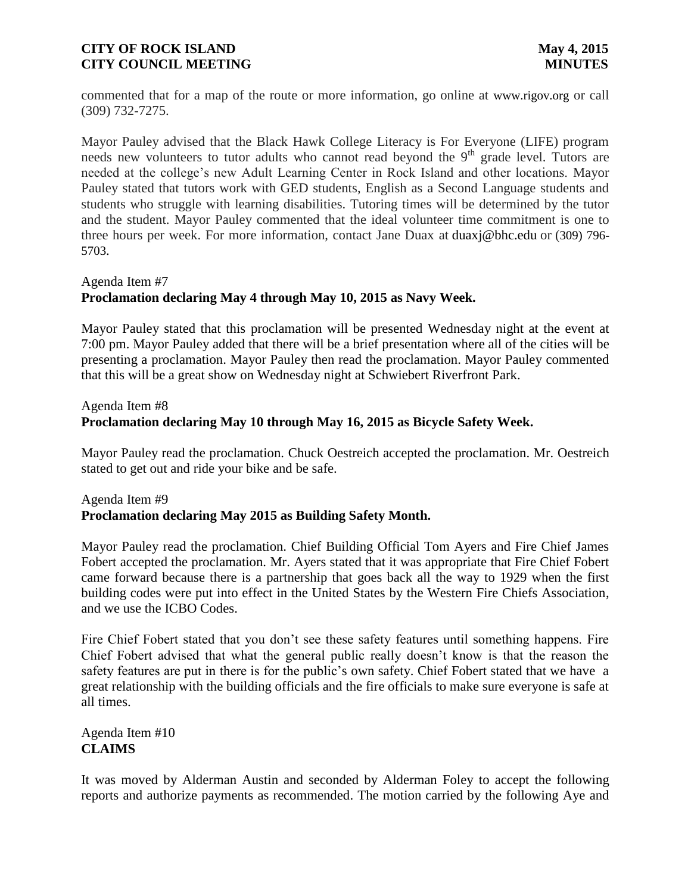commented that for a map of the route or more information, go online at www.rigov.org or call (309) 732-7275.

Mayor Pauley advised that the Black Hawk College Literacy is For Everyone (LIFE) program needs new volunteers to tutor adults who cannot read beyond the 9th grade level. Tutors are needed at the college's new Adult Learning Center in Rock Island and other locations. Mayor Pauley stated that tutors work with GED students, English as a Second Language students and students who struggle with learning disabilities. Tutoring times will be determined by the tutor and the student. Mayor Pauley commented that the ideal volunteer time commitment is one to three hours per week. For more information, contact Jane Duax at duaxj@bhc.edu or (309) 796-5703.

Agenda Item #7
**Proclamation declaring May 4 through May 10, 2015 as Navy Week.**

Mayor Pauley stated that this proclamation will be presented Wednesday night at the event at 7:00 pm. Mayor Pauley added that there will be a brief presentation where all of the cities will be presenting a proclamation. Mayor Pauley then read the proclamation. Mayor Pauley commented that this will be a great show on Wednesday night at Schwiebert Riverfront Park.

Agenda Item #8
**Proclamation declaring May 10 through May 16, 2015 as Bicycle Safety Week.**

Mayor Pauley read the proclamation. Chuck Oestreich accepted the proclamation. Mr. Oestreich stated to get out and ride your bike and be safe.

Agenda Item #9
**Proclamation declaring May 2015 as Building Safety Month.**

Mayor Pauley read the proclamation. Chief Building Official Tom Ayers and Fire Chief James Fobert accepted the proclamation. Mr. Ayers stated that it was appropriate that Fire Chief Fobert came forward because there is a partnership that goes back all the way to 1929 when the first building codes were put into effect in the United States by the Western Fire Chiefs Association, and we use the ICBO Codes.

Fire Chief Fobert stated that you don't see these safety features until something happens. Fire Chief Fobert advised that what the general public really doesn't know is that the reason the safety features are put in there is for the public's own safety. Chief Fobert stated that we have a great relationship with the building officials and the fire officials to make sure everyone is safe at all times.

Agenda Item #10
**CLAIMS**

It was moved by Alderman Austin and seconded by Alderman Foley to accept the following reports and authorize payments as recommended. The motion carried by the following Aye and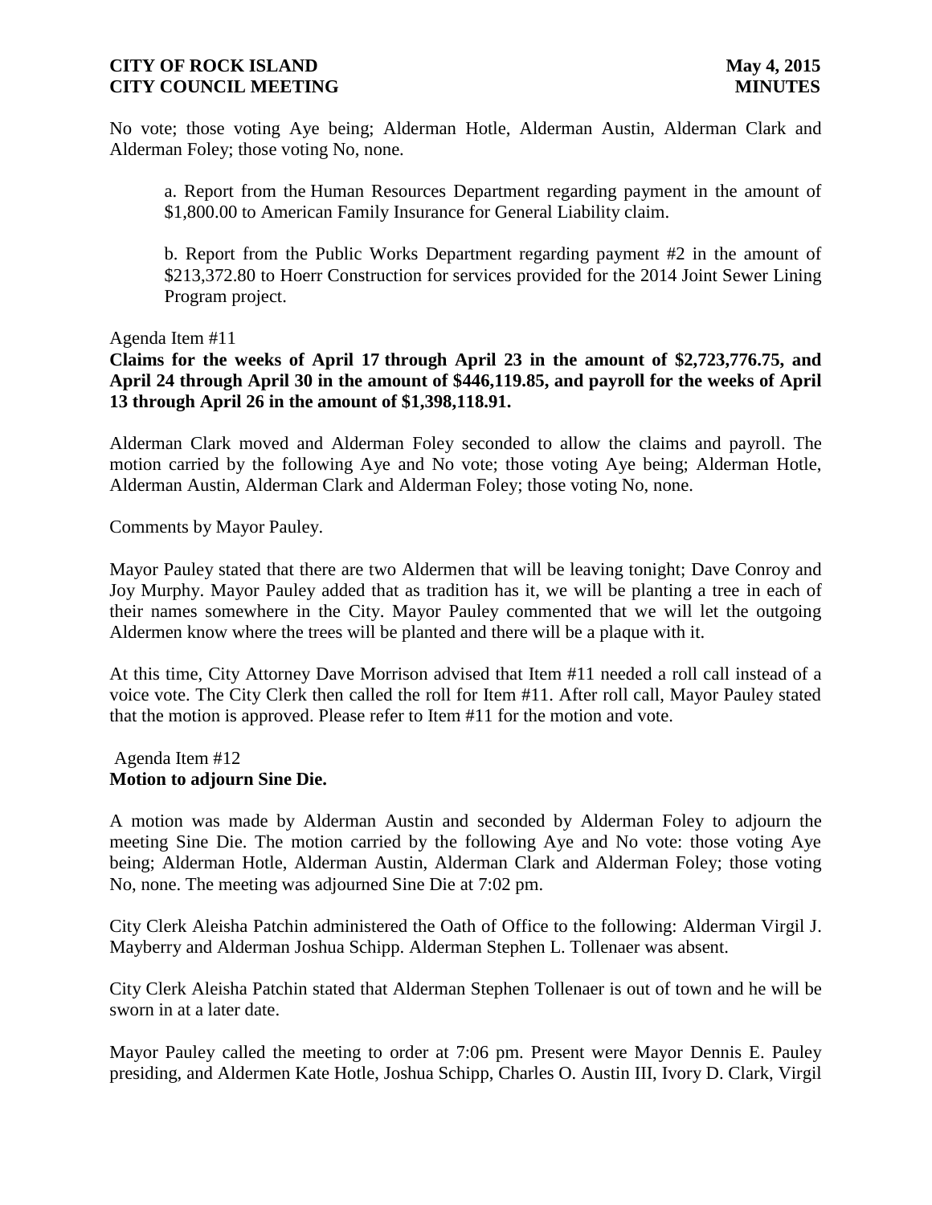No vote; those voting Aye being; Alderman Hotle, Alderman Austin, Alderman Clark and Alderman Foley; those voting No, none.

a. Report from the Human Resources Department regarding payment in the amount of $1,800.00 to American Family Insurance for General Liability claim.

b. Report from the Public Works Department regarding payment #2 in the amount of $213,372.80 to Hoerr Construction for services provided for the 2014 Joint Sewer Lining Program project.

Agenda Item #11

**Claims for the weeks of April 17 through April 23 in the amount of $2,723,776.75, and April 24 through April 30 in the amount of $446,119.85, and payroll for the weeks of April 13 through April 26 in the amount of $1,398,118.91.**

Alderman Clark moved and Alderman Foley seconded to allow the claims and payroll. The motion carried by the following Aye and No vote; those voting Aye being; Alderman Hotle, Alderman Austin, Alderman Clark and Alderman Foley; those voting No, none.

Comments by Mayor Pauley.

Mayor Pauley stated that there are two Aldermen that will be leaving tonight; Dave Conroy and Joy Murphy. Mayor Pauley added that as tradition has it, we will be planting a tree in each of their names somewhere in the City. Mayor Pauley commented that we will let the outgoing Aldermen know where the trees will be planted and there will be a plaque with it.

At this time, City Attorney Dave Morrison advised that Item #11 needed a roll call instead of a voice vote. The City Clerk then called the roll for Item #11. After roll call, Mayor Pauley stated that the motion is approved. Please refer to Item #11 for the motion and vote.

Agenda Item #12

**Motion to adjourn Sine Die.**

A motion was made by Alderman Austin and seconded by Alderman Foley to adjourn the meeting Sine Die. The motion carried by the following Aye and No vote: those voting Aye being; Alderman Hotle, Alderman Austin, Alderman Clark and Alderman Foley; those voting No, none. The meeting was adjourned Sine Die at 7:02 pm.

City Clerk Aleisha Patchin administered the Oath of Office to the following: Alderman Virgil J. Mayberry and Alderman Joshua Schipp. Alderman Stephen L. Tollenaer was absent.

City Clerk Aleisha Patchin stated that Alderman Stephen Tollenaer is out of town and he will be sworn in at a later date.

Mayor Pauley called the meeting to order at 7:06 pm. Present were Mayor Dennis E. Pauley presiding, and Aldermen Kate Hotle, Joshua Schipp, Charles O. Austin III, Ivory D. Clark, Virgil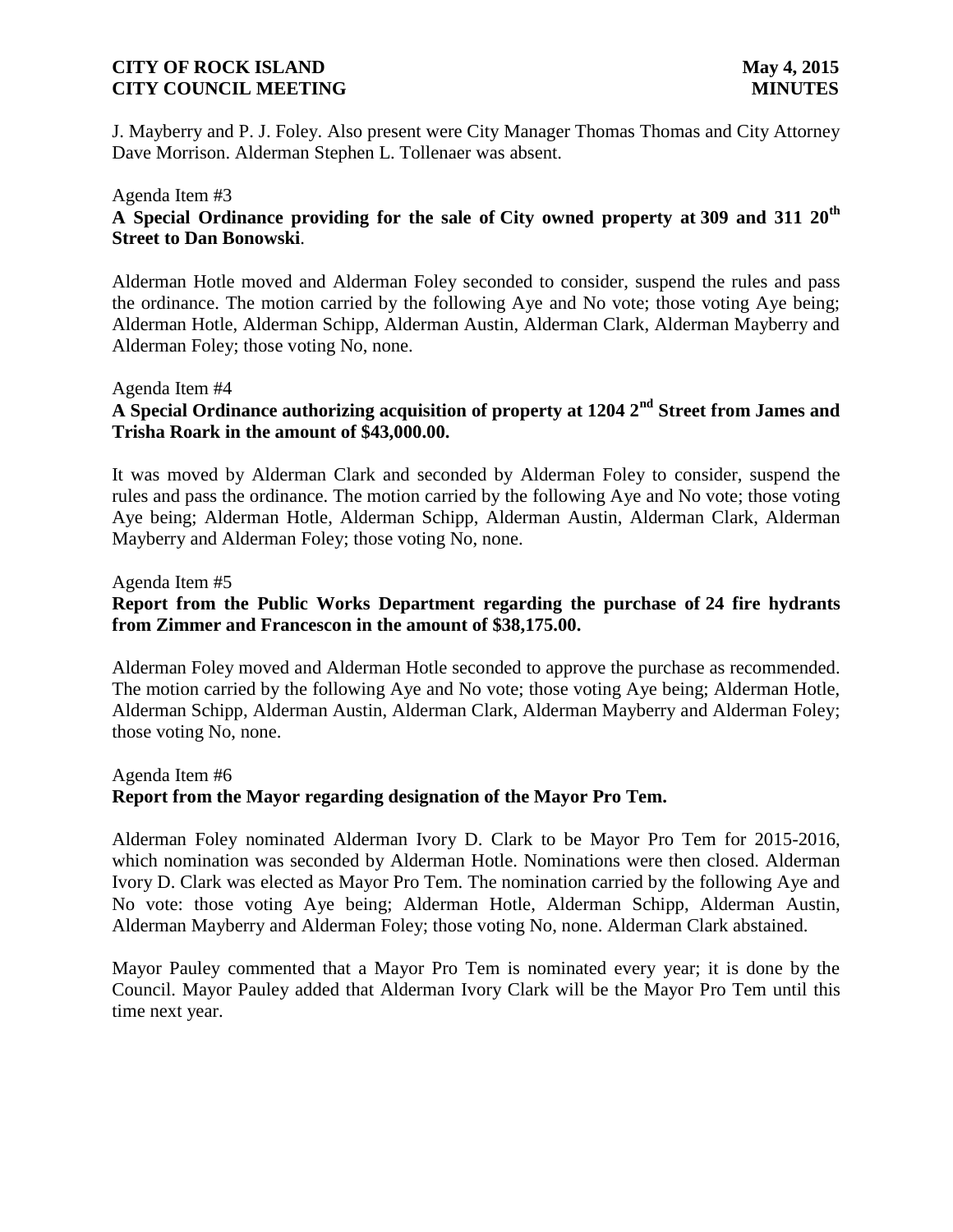J. Mayberry and P. J. Foley. Also present were City Manager Thomas Thomas and City Attorney Dave Morrison. Alderman Stephen L. Tollenaer was absent.

Agenda Item #3

**A Special Ordinance providing for the sale of City owned property at 309 and 311 20th Street to Dan Bonowski**.

Alderman Hotle moved and Alderman Foley seconded to consider, suspend the rules and pass the ordinance. The motion carried by the following Aye and No vote; those voting Aye being; Alderman Hotle, Alderman Schipp, Alderman Austin, Alderman Clark, Alderman Mayberry and Alderman Foley; those voting No, none.

Agenda Item #4

**A Special Ordinance authorizing acquisition of property at 1204 2nd Street from James and Trisha Roark in the amount of $43,000.00.**

It was moved by Alderman Clark and seconded by Alderman Foley to consider, suspend the rules and pass the ordinance. The motion carried by the following Aye and No vote; those voting Aye being; Alderman Hotle, Alderman Schipp, Alderman Austin, Alderman Clark, Alderman Mayberry and Alderman Foley; those voting No, none.

Agenda Item #5

**Report from the Public Works Department regarding the purchase of 24 fire hydrants from Zimmer and Francescon in the amount of $38,175.00.**

Alderman Foley moved and Alderman Hotle seconded to approve the purchase as recommended. The motion carried by the following Aye and No vote; those voting Aye being; Alderman Hotle, Alderman Schipp, Alderman Austin, Alderman Clark, Alderman Mayberry and Alderman Foley; those voting No, none.

Agenda Item #6

**Report from the Mayor regarding designation of the Mayor Pro Tem.**

Alderman Foley nominated Alderman Ivory D. Clark to be Mayor Pro Tem for 2015-2016, which nomination was seconded by Alderman Hotle. Nominations were then closed. Alderman Ivory D. Clark was elected as Mayor Pro Tem. The nomination carried by the following Aye and No vote: those voting Aye being; Alderman Hotle, Alderman Schipp, Alderman Austin, Alderman Mayberry and Alderman Foley; those voting No, none. Alderman Clark abstained.

Mayor Pauley commented that a Mayor Pro Tem is nominated every year; it is done by the Council. Mayor Pauley added that Alderman Ivory Clark will be the Mayor Pro Tem until this time next year.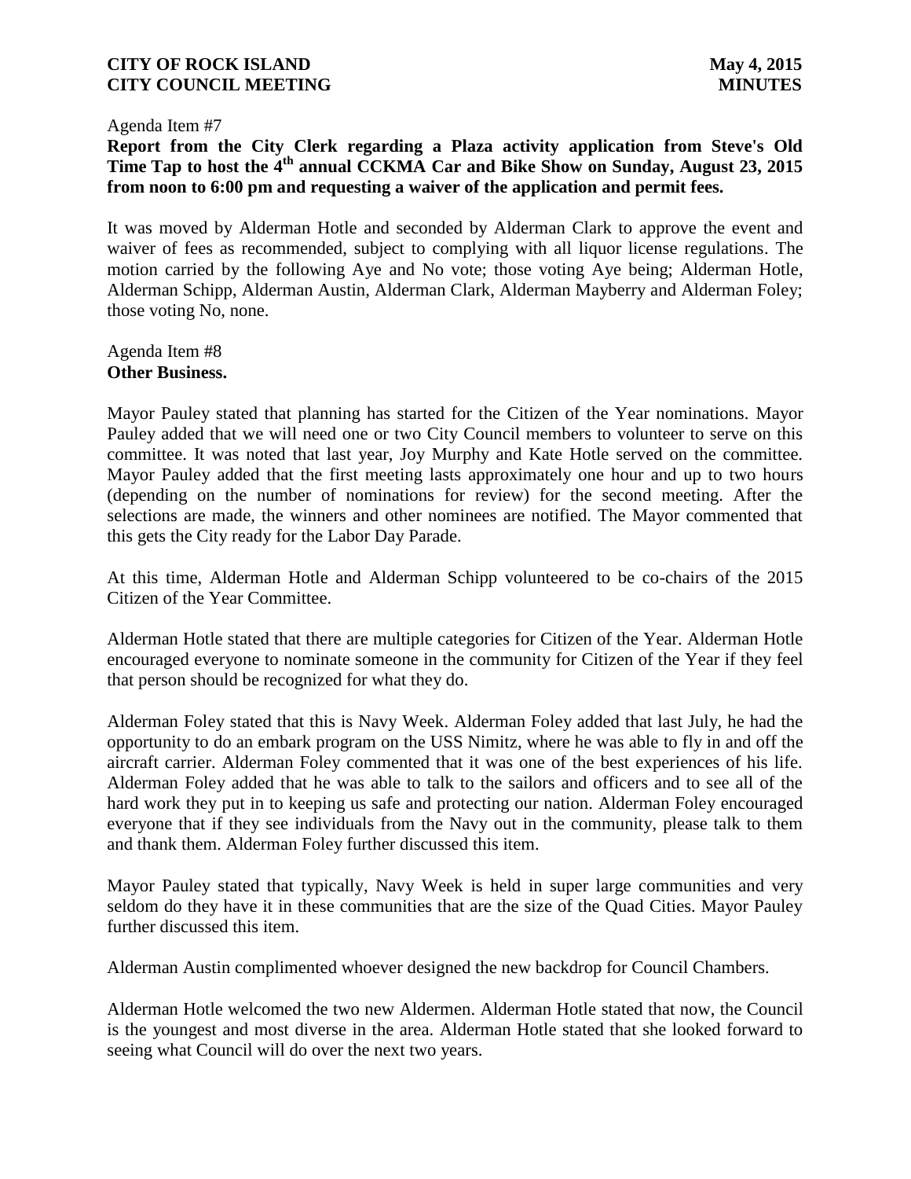Agenda Item #7

**Report from the City Clerk regarding a Plaza activity application from Steve's Old Time Tap to host the 4th annual CCKMA Car and Bike Show on Sunday, August 23, 2015 from noon to 6:00 pm and requesting a waiver of the application and permit fees.**

It was moved by Alderman Hotle and seconded by Alderman Clark to approve the event and waiver of fees as recommended, subject to complying with all liquor license regulations. The motion carried by the following Aye and No vote; those voting Aye being; Alderman Hotle, Alderman Schipp, Alderman Austin, Alderman Clark, Alderman Mayberry and Alderman Foley; those voting No, none.

Agenda Item #8

**Other Business.**

Mayor Pauley stated that planning has started for the Citizen of the Year nominations. Mayor Pauley added that we will need one or two City Council members to volunteer to serve on this committee. It was noted that last year, Joy Murphy and Kate Hotle served on the committee. Mayor Pauley added that the first meeting lasts approximately one hour and up to two hours (depending on the number of nominations for review) for the second meeting. After the selections are made, the winners and other nominees are notified. The Mayor commented that this gets the City ready for the Labor Day Parade.

At this time, Alderman Hotle and Alderman Schipp volunteered to be co-chairs of the 2015 Citizen of the Year Committee.

Alderman Hotle stated that there are multiple categories for Citizen of the Year. Alderman Hotle encouraged everyone to nominate someone in the community for Citizen of the Year if they feel that person should be recognized for what they do.

Alderman Foley stated that this is Navy Week. Alderman Foley added that last July, he had the opportunity to do an embark program on the USS Nimitz, where he was able to fly in and off the aircraft carrier. Alderman Foley commented that it was one of the best experiences of his life. Alderman Foley added that he was able to talk to the sailors and officers and to see all of the hard work they put in to keeping us safe and protecting our nation. Alderman Foley encouraged everyone that if they see individuals from the Navy out in the community, please talk to them and thank them. Alderman Foley further discussed this item.

Mayor Pauley stated that typically, Navy Week is held in super large communities and very seldom do they have it in these communities that are the size of the Quad Cities. Mayor Pauley further discussed this item.

Alderman Austin complimented whoever designed the new backdrop for Council Chambers.

Alderman Hotle welcomed the two new Aldermen. Alderman Hotle stated that now, the Council is the youngest and most diverse in the area. Alderman Hotle stated that she looked forward to seeing what Council will do over the next two years.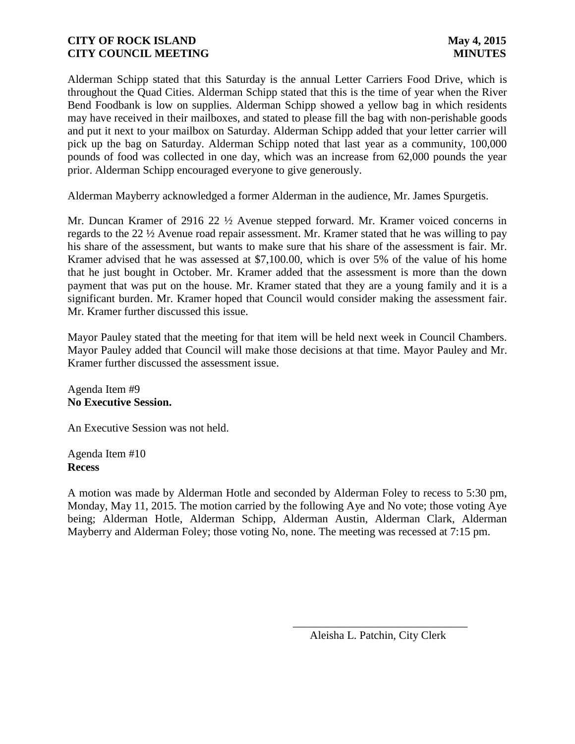Alderman Schipp stated that this Saturday is the annual Letter Carriers Food Drive, which is throughout the Quad Cities. Alderman Schipp stated that this is the time of year when the River Bend Foodbank is low on supplies. Alderman Schipp showed a yellow bag in which residents may have received in their mailboxes, and stated to please fill the bag with non-perishable goods and put it next to your mailbox on Saturday. Alderman Schipp added that your letter carrier will pick up the bag on Saturday. Alderman Schipp noted that last year as a community, 100,000 pounds of food was collected in one day, which was an increase from 62,000 pounds the year prior. Alderman Schipp encouraged everyone to give generously.

Alderman Mayberry acknowledged a former Alderman in the audience, Mr. James Spurgetis.

Mr. Duncan Kramer of 2916 22 ½ Avenue stepped forward. Mr. Kramer voiced concerns in regards to the 22 ½ Avenue road repair assessment. Mr. Kramer stated that he was willing to pay his share of the assessment, but wants to make sure that his share of the assessment is fair. Mr. Kramer advised that he was assessed at $7,100.00, which is over 5% of the value of his home that he just bought in October. Mr. Kramer added that the assessment is more than the down payment that was put on the house. Mr. Kramer stated that they are a young family and it is a significant burden. Mr. Kramer hoped that Council would consider making the assessment fair. Mr. Kramer further discussed this issue.

Mayor Pauley stated that the meeting for that item will be held next week in Council Chambers. Mayor Pauley added that Council will make those decisions at that time. Mayor Pauley and Mr. Kramer further discussed the assessment issue.

Agenda Item #9
**No Executive Session.**

An Executive Session was not held.

Agenda Item #10
**Recess**

A motion was made by Alderman Hotle and seconded by Alderman Foley to recess to 5:30 pm, Monday, May 11, 2015. The motion carried by the following Aye and No vote; those voting Aye being; Alderman Hotle, Alderman Schipp, Alderman Austin, Alderman Clark, Alderman Mayberry and Alderman Foley; those voting No, none. The meeting was recessed at 7:15 pm.

________________________________
Aleisha L. Patchin, City Clerk